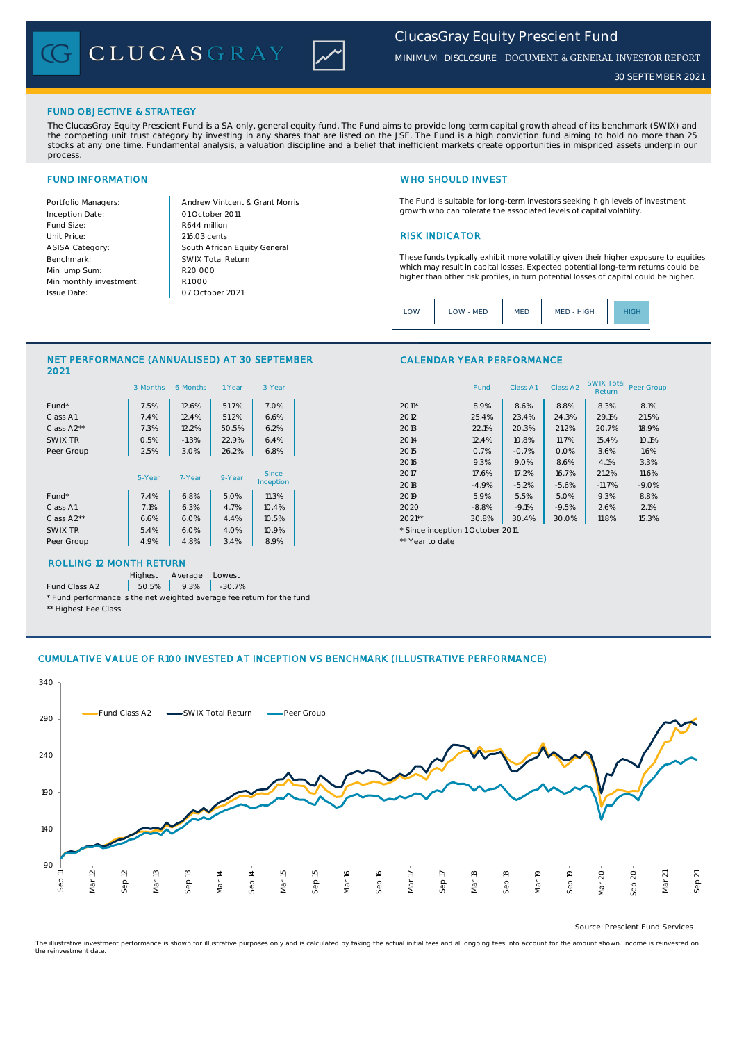# ClucasGray Equity Prescient Fund

MINIMUM DISCLOSURE DOCUMENT & GENERAL INVESTOR REPORT

30 SEPTEMBER 2021

## FUND OBJECTIVE & STRATEGY

The ClucasGray Equity Prescient Fund is a SA only, general equity fund. The Fund aims to provide long term capital growth ahead of its benchmark (SWIX) and the competing unit trust category by investing in any shares that are listed on the JSE. The Fund is a high conviction fund aiming to hold no more than 25 stocks at any one time. Fundamental analysis, a valuation discipline and a belief that inefficient markets create opportunities in mispriced assets underpin our process.

## FUND INFORMATION

| | |
|---|---|
| Portfolio Managers: | Andrew Vintcent & Grant Morris |
| Inception Date: | 01 October 2011 |
| Fund Size: | R644 million |
| Unit Price: | 216.03 cents |
| ASISA Category: | South African Equity General |
| Benchmark: | SWIX Total Return |
| Min lump Sum: | R20 000 |
| Min monthly investment: | R1 000 |
| Issue Date: | 07 October 2021 |

## WHO SHOULD INVEST

The Fund is suitable for long-term investors seeking high levels of investment growth who can tolerate the associated levels of capital volatility.

## RISK INDICATOR

These funds typically exhibit more volatility given their higher exposure to equities which may result in capital losses. Expected potential long-term returns could be higher than other risk profiles, in turn potential losses of capital could be higher.

LOW | LOW - MED | MED | MED - HIGH | **HIGH**

## NET PERFORMANCE (ANNUALISED) AT 30 SEPTEMBER 2021

| | 3-Months | 6-Months | 1-Year | 3-Year |
|---|---|---|---|---|
| Fund* | 7.5% | 12.6% | 51.7% | 7.0% |
| Class A1 | 7.4% | 12.4% | 51.2% | 6.6% |
| Class A2** | 7.3% | 12.2% | 50.5% | 6.2% |
| SWIX TR | 0.5% | -1.3% | 22.9% | 6.4% |
| Peer Group | 2.5% | 3.0% | 26.2% | 6.8% |

| | 5-Year | 7-Year | 9-Year | Since Inception |
|---|---|---|---|---|
| Fund* | 7.4% | 6.8% | 5.0% | 11.3% |
| Class A1 | 7.1% | 6.3% | 4.7% | 10.4% |
| Class A2** | 6.6% | 6.0% | 4.4% | 10.5% |
| SWIX TR | 5.4% | 6.0% | 4.0% | 10.9% |
| Peer Group | 4.9% | 4.8% | 3.4% | 8.9% |

## CALENDAR YEAR PERFORMANCE

| | Fund | Class A1 | Class A2 | SWIX Total Return | Peer Group |
|---|---|---|---|---|---|
| 2011* | 8.9% | 8.6% | 8.8% | 8.3% | 8.1% |
| 2012 | 25.4% | 23.4% | 24.3% | 29.1% | 21.5% |
| 2013 | 22.1% | 20.3% | 21.2% | 20.7% | 18.9% |
| 2014 | 12.4% | 10.8% | 11.7% | 15.4% | 10.1% |
| 2015 | 0.7% | -0.7% | 0.0% | 3.6% | 1.6% |
| 2016 | 9.3% | 9.0% | 8.6% | 4.1% | 3.3% |
| 2017 | 17.6% | 17.2% | 16.7% | 21.2% | 11.6% |
| 2018 | -4.9% | -5.2% | -5.6% | -11.7% | -9.0% |
| 2019 | 5.9% | 5.5% | 5.0% | 9.3% | 8.8% |
| 2020 | -8.8% | -9.1% | -9.5% | 2.6% | 2.1% |
| 2021** | 30.8% | 30.4% | 30.0% | 11.8% | 15.3% |

\* Since inception 1 October 2011

** Year to date

## ROLLING 12 MONTH RETURN

| | Highest | Average | Lowest |
|---|---|---|---|
| Fund Class A2 | 50.5% | 9.3% | -30.7% |

\* Fund performance is the net weighted average fee return for the fund

** Highest Fee Class

## CUMULATIVE VALUE OF R100 INVESTED AT INCEPTION VS BENCHMARK (ILLUSTRATIVE PERFORMANCE)

Source: Prescient Fund Services

The illustrative investment performance is shown for illustrative purposes only and is calculated by taking the actual initial fees and all ongoing fees into account for the amount shown. Income is reinvested on the reinvestment date.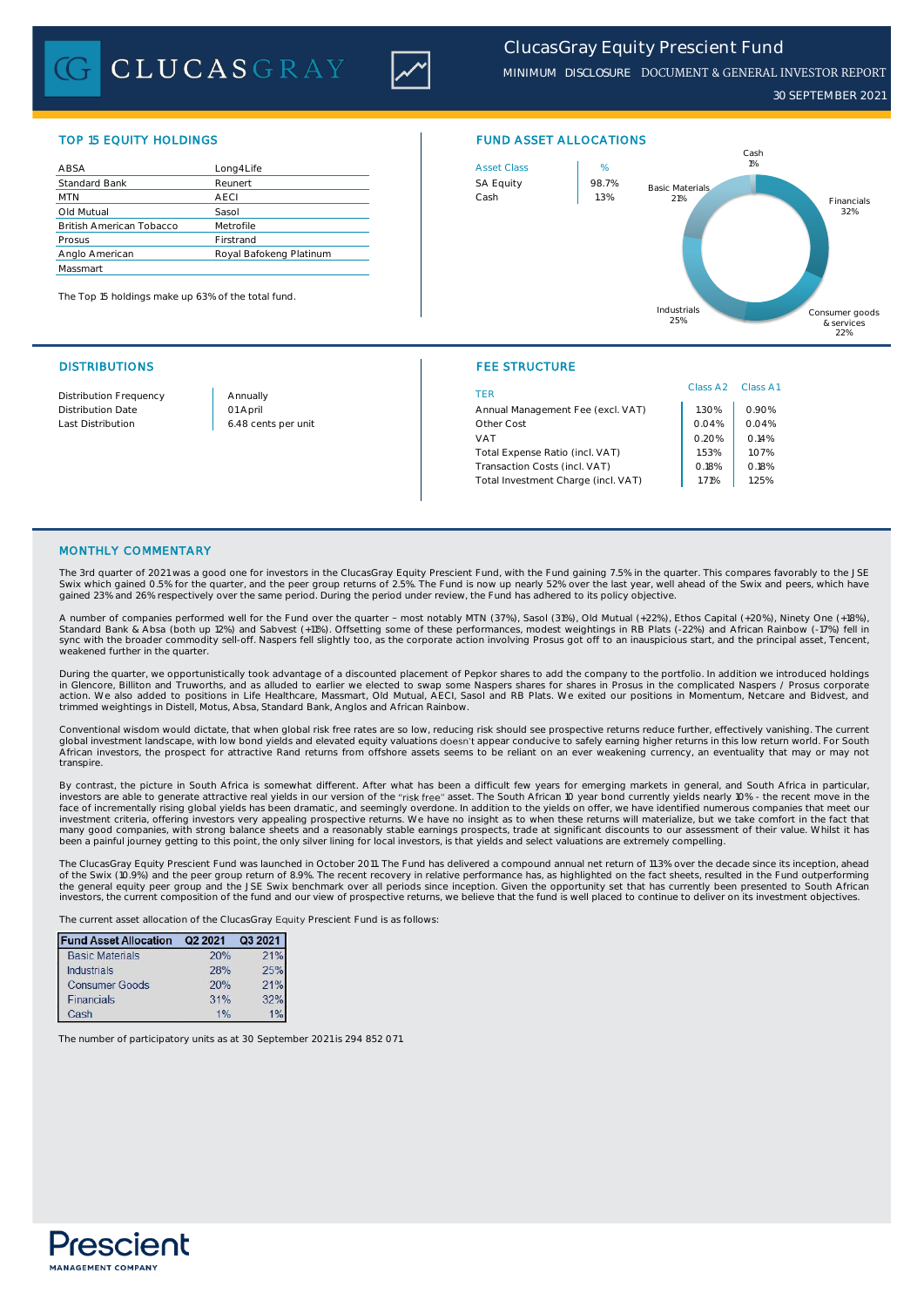# ClucasGray Equity Prescient Fund

MINIMUM DISCLOSURE DOCUMENT & GENERAL INVESTOR REPORT

30 SEPTEMBER 2021

## TOP 15 EQUITY HOLDINGS

| | |
|---|---|
| ABSA | Long4Life |
| Standard Bank | Reunert |
| MTN | AECI |
| Old Mutual | Sasol |
| British American Tobacco | Metrofile |
| Prosus | Firstrand |
| Anglo American | Royal Bafokeng Platinum |
| Massmart | |

The Top 15 holdings make up 63% of the total fund.

## FUND ASSET ALLOCATIONS

| Asset Class | % |
|---|---|
| SA Equity | 98.7% |
| Cash | 1.3% |

Cash 1%; Financials 32%; Consumer goods & services 22%; Industrials 25%; Basic Materials 21%

## DISTRIBUTIONS

| | |
|---|---|
| Distribution Frequency | Annually |
| Distribution Date | 01 April |
| Last Distribution | 6.48 cents per unit |

## FEE STRUCTURE

| TER | Class A2 | Class A1 |
|---|---|---|
| Annual Management Fee (excl. VAT) | 1.30% | 0.90% |
| Other Cost | 0.04% | 0.04% |
| VAT | 0.20% | 0.14% |
| Total Expense Ratio (incl. VAT) | 1.53% | 1.07% |
| Transaction Costs (incl. VAT) | 0.18% | 0.18% |
| Total Investment Charge (incl. VAT) | 1.71% | 1.25% |

## MONTHLY COMMENTARY

The 3rd quarter of 2021 was a good one for investors in the ClucasGray Equity Prescient Fund, with the Fund gaining 7.5% in the quarter. This compares favorably to the JSE Swix which gained 0.5% for the quarter, and the peer group returns of 2.5%. The Fund is now up nearly 52% over the last year, well ahead of the Swix and peers, which have gained 23% and 26% respectively over the same period. During the period under review, the Fund has adhered to its policy objective.

A number of companies performed well for the Fund over the quarter – most notably MTN (37%), Sasol (31%), Old Mutual (+22%), Ethos Capital (+20%), Ninety One (+18%), Standard Bank & Absa (both up 12%) and Sabvest (+11%). Offsetting some of these performances, modest weightings in RB Plats (-22%) and African Rainbow (-17%) fell in sync with the broader commodity sell-off. Naspers fell slightly too, as the corporate action involving Prosus got off to an inauspicious start, and the principal asset, Tencent, weakened further in the quarter.

During the quarter, we opportunistically took advantage of a discounted placement of Pepkor shares to add the company to the portfolio. In addition we introduced holdings in Glencore, Billiton and Truworths, and as alluded to earlier we elected to swap some Naspers shares for shares in Prosus in the complicated Naspers / Prosus corporate action. We also added to positions in Life Healthcare, Massmart, Old Mutual, AECI, Sasol and RB Plats. We exited our positions in Momentum, Netcare and Bidvest, and trimmed weightings in Distell, Motus, Absa, Standard Bank, Anglos and African Rainbow.

Conventional wisdom would dictate, that when global risk free rates are so low, reducing risk should see prospective returns reduce further, effectively vanishing. The current global investment landscape, with low bond yields and elevated equity valuations doesn't appear conducive to safely earning higher returns in this low return world. For South African investors, the prospect for attractive Rand returns from offshore assets seems to be reliant on an ever weakening currency, an eventuality that may or may not transpire.

By contrast, the picture in South Africa is somewhat different. After what has been a difficult few years for emerging markets in general, and South Africa in particular, investors are able to generate attractive real yields in our version of the "risk free" asset. The South African 10 year bond currently yields nearly 10% - the recent move in the face of incrementally rising global yields has been dramatic, and seemingly overdone. In addition to the yields on offer, we have identified numerous companies that meet our investment criteria, offering investors very appealing prospective returns. We have no insight as to when these returns will materialize, but we take comfort in the fact that many good companies, with strong balance sheets and a reasonably stable earnings prospects, trade at significant discounts to our assessment of their value. Whilst it has been a painful journey getting to this point, the only silver lining for local investors, is that yields and select valuations are extremely compelling.

The ClucasGray Equity Prescient Fund was launched in October 2011. The Fund has delivered a compound annual net return of 11.3% over the decade since its inception, ahead of the Swix (10.9%) and the peer group return of 8.9%. The recent recovery in relative performance has, as highlighted on the fact sheets, resulted in the Fund outperforming the general equity peer group and the JSE Swix benchmark over all periods since inception. Given the opportunity set that has currently been presented to South African investors, the current composition of the fund and our view of prospective returns, we believe that the fund is well placed to continue to deliver on its investment objectives.

The current asset allocation of the ClucasGray Equity Prescient Fund is as follows:

| Fund Asset Allocation | Q2 2021 | Q3 2021 |
|---|---|---|
| Basic Materials | 20% | 21% |
| Industrials | 28% | 25% |
| Consumer Goods | 20% | 21% |
| Financials | 31% | 32% |
| Cash | 1% | 1% |

The number of participatory units as at 30 September 2021 is 294 852 071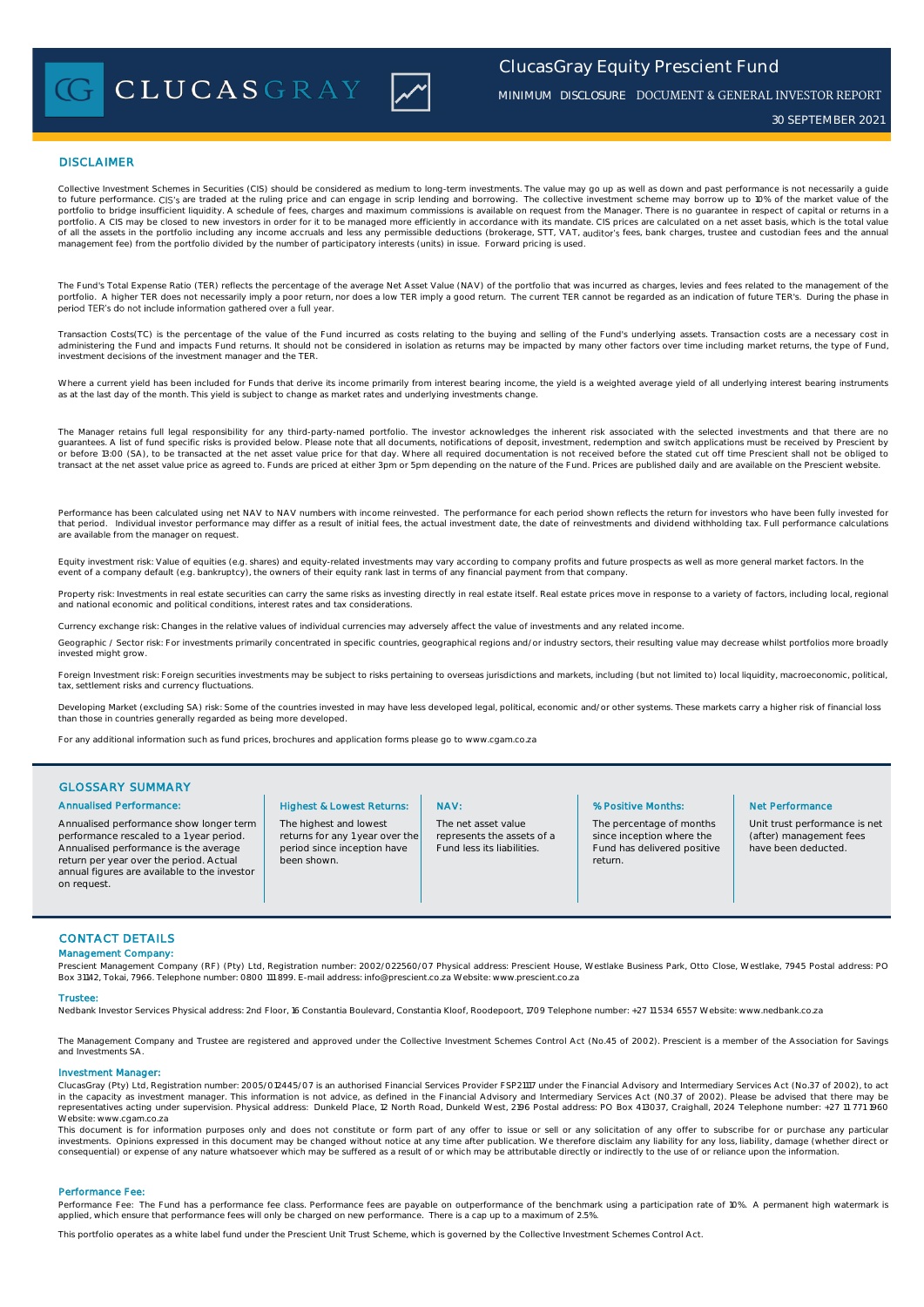# ClucasGray Equity Prescient Fund

MINIMUM DISCLOSURE DOCUMENT & GENERAL INVESTOR REPORT

30 SEPTEMBER 2021

## DISCLAIMER

Collective Investment Schemes in Securities (CIS) should be considered as medium to long-term investments. The value may go up as well as down and past performance is not necessarily a guide to future performance. CIS's are traded at the ruling price and can engage in scrip lending and borrowing. The collective investment scheme may borrow up to 10% of the market value of the portfolio to bridge insufficient liquidity. A schedule of fees, charges and maximum commissions is available on request from the Manager. There is no guarantee in respect of capital or returns in a portfolio. A CIS may be closed to new investors in order for it to be managed more efficiently in accordance with its mandate. CIS prices are calculated on a net asset basis, which is the total value of all the assets in the portfolio including any income accruals and less any permissible deductions (brokerage, STT, VAT, auditor's fees, bank charges, trustee and custodian fees and the annual management fee) from the portfolio divided by the number of participatory interests (units) in issue. Forward pricing is used.

The Fund's Total Expense Ratio (TER) reflects the percentage of the average Net Asset Value (NAV) of the portfolio that was incurred as charges, levies and fees related to the management of the portfolio. A higher TER does not necessarily imply a poor return, nor does a low TER imply a good return. The current TER cannot be regarded as an indication of future TER's. During the phase in period TER's do not include information gathered over a full year.

Transaction Costs(TC) is the percentage of the value of the Fund incurred as costs relating to the buying and selling of the Fund's underlying assets. Transaction costs are a necessary cost in administering the Fund and impacts Fund returns. It should not be considered in isolation as returns may be impacted by many other factors over time including market returns, the type of Fund, investment decisions of the investment manager and the TER.

Where a current yield has been included for Funds that derive its income primarily from interest bearing income, the yield is a weighted average yield of all underlying interest bearing instruments as at the last day of the month. This yield is subject to change as market rates and underlying investments change.

The Manager retains full legal responsibility for any third-party-named portfolio. The investor acknowledges the inherent risk associated with the selected investments and that there are no guarantees. A list of fund specific risks is provided below. Please note that all documents, notifications of deposit, investment, redemption and switch applications must be received by Prescient by or before 13:00 (SA), to be transacted at the net asset value price for that day. Where all required documentation is not received before the stated cut off time Prescient shall not be obliged to transact at the net asset value price as agreed to. Funds are priced at either 3pm or 5pm depending on the nature of the Fund. Prices are published daily and are available on the Prescient website.

Performance has been calculated using net NAV to NAV numbers with income reinvested. The performance for each period shown reflects the return for investors who have been fully invested for that period. Individual investor performance may differ as a result of initial fees, the actual investment date, the date of reinvestments and dividend withholding tax. Full performance calculations are available from the manager on request.

Equity investment risk: Value of equities (e.g. shares) and equity-related investments may vary according to company profits and future prospects as well as more general market factors. In the event of a company default (e.g. bankruptcy), the owners of their equity rank last in terms of any financial payment from that company.

Property risk: Investments in real estate securities can carry the same risks as investing directly in real estate itself. Real estate prices move in response to a variety of factors, including local, regional and national economic and political conditions, interest rates and tax considerations.

Currency exchange risk: Changes in the relative values of individual currencies may adversely affect the value of investments and any related income.

Geographic / Sector risk: For investments primarily concentrated in specific countries, geographical regions and/or industry sectors, their resulting value may decrease whilst portfolios more broadly invested might grow.

Foreign Investment risk: Foreign securities investments may be subject to risks pertaining to overseas jurisdictions and markets, including (but not limited to) local liquidity, macroeconomic, political, tax, settlement risks and currency fluctuations.

Developing Market (excluding SA) risk: Some of the countries invested in may have less developed legal, political, economic and/or other systems. These markets carry a higher risk of financial loss than those in countries generally regarded as being more developed.

For any additional information such as fund prices, brochures and application forms please go to www.cgam.co.za

## GLOSSARY SUMMARY

**Annualised Performance:**
Annualised performance show longer term performance rescaled to a 1 year period. Annualised performance is the average return per year over the period. Actual annual figures are available to the investor on request.

**Highest & Lowest Returns:**
The highest and lowest returns for any 1 year over the period since inception have been shown.

**NAV:**
The net asset value represents the assets of a Fund less its liabilities.

**% Positive Months:**
The percentage of months since inception where the Fund has delivered positive return.

**Net Performance**
Unit trust performance is net (after) management fees have been deducted.

## CONTACT DETAILS

### Management Company:

Prescient Management Company (RF) (Pty) Ltd, Registration number: 2002/022560/07 Physical address: Prescient House, Westlake Business Park, Otto Close, Westlake, 7945 Postal address: PO Box 31142, Tokai, 7966. Telephone number: 0800 111 899. E-mail address: info@prescient.co.za Website: www.prescient.co.za

### Trustee:

Nedbank Investor Services Physical address: 2nd Floor, 16 Constantia Boulevard, Constantia Kloof, Roodepoort, 1709 Telephone number: +27 11 534 6557 Website: www.nedbank.co.za

The Management Company and Trustee are registered and approved under the Collective Investment Schemes Control Act (No.45 of 2002). Prescient is a member of the Association for Savings and Investments SA.

### Investment Manager:

ClucasGray (Pty) Ltd, Registration number: 2005/012445/07 is an authorised Financial Services Provider FSP21117 under the Financial Advisory and Intermediary Services Act (No.37 of 2002), to act in the capacity as investment manager. This information is not advice, as defined in the Financial Advisory and Intermediary Services Act (N0.37 of 2002). Please be advised that there may be representatives acting under supervision. Physical address: Dunkeld Place, 12 North Road, Dunkeld West, 2196 Postal address: PO Box 413037, Craighall, 2024 Telephone number: +27 11 771 1960 Website: www.cgam.co.za

This document is for information purposes only and does not constitute or form part of any offer to issue or sell or any solicitation of any offer to subscribe for or purchase any particular investments. Opinions expressed in this document may be changed without notice at any time after publication. We therefore disclaim any liability for any loss, liability, damage (whether direct or consequential) or expense of any nature whatsoever which may be suffered as a result of or which may be attributable directly or indirectly to the use of or reliance upon the information.

### Performance Fee:

Performance Fee: The Fund has a performance fee class. Performance fees are payable on outperformance of the benchmark using a participation rate of 10%. A permanent high watermark is applied, which ensure that performance fees will only be charged on new performance. There is a cap up to a maximum of 2.5%.

This portfolio operates as a white label fund under the Prescient Unit Trust Scheme, which is governed by the Collective Investment Schemes Control Act.